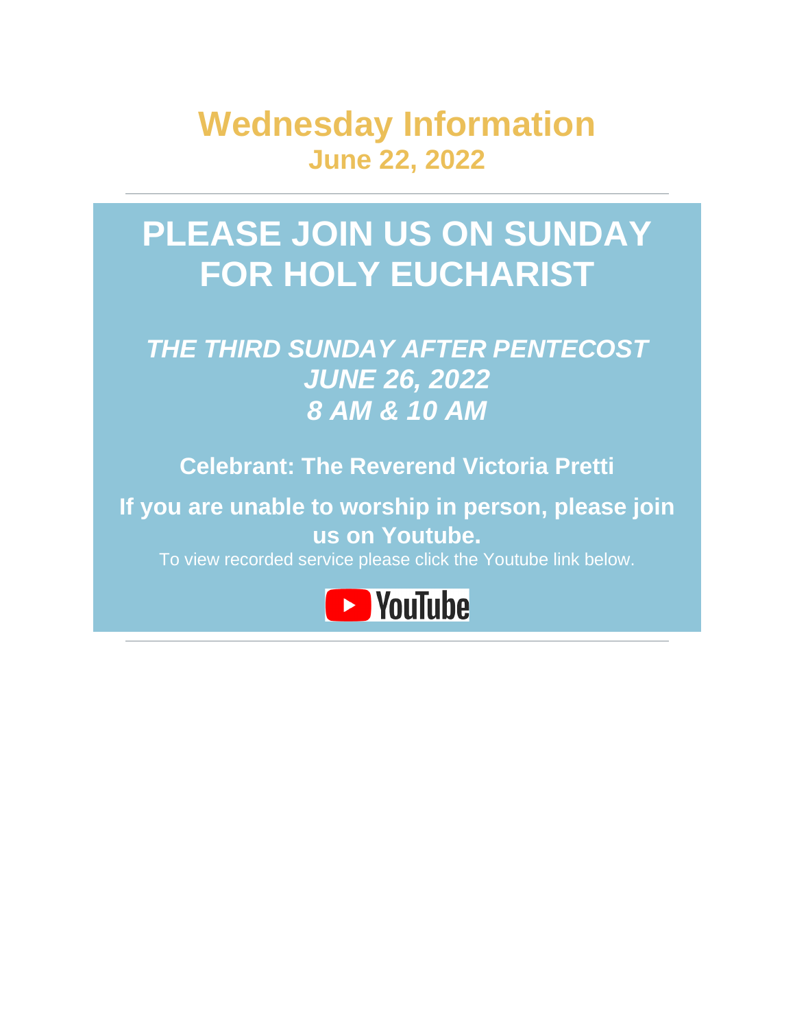# Wednesday Information
## June 22, 2022

---

# PLEASE JOIN US ON SUNDAY FOR HOLY EUCHARIST

***THE THIRD SUNDAY AFTER PENTECOST***
***JUNE 26, 2022***
***8 AM & 10 AM***

**Celebrant: The Reverend Victoria Pretti**

**If you are unable to worship in person, please join us on Youtube.**

To view recorded service please click the Youtube link below.

YouTube

---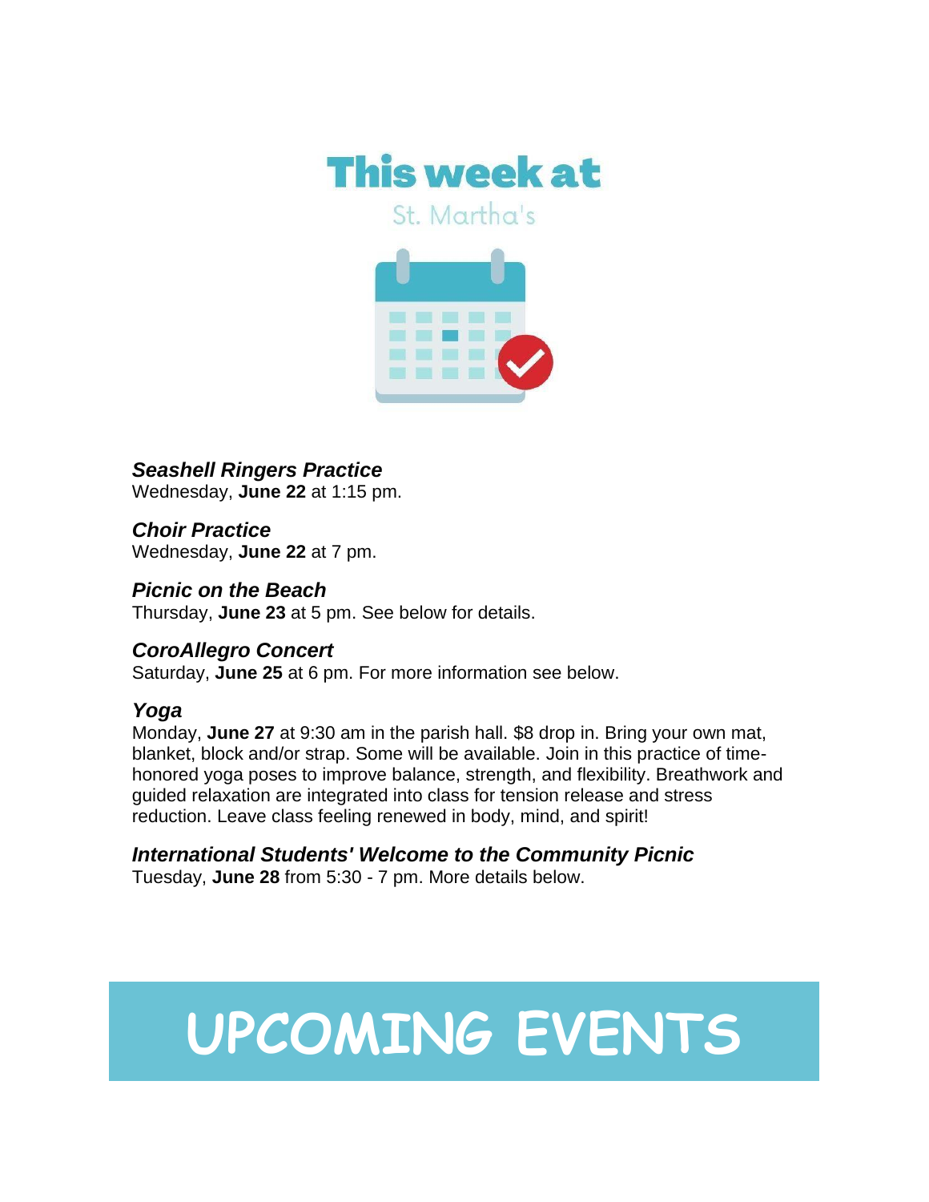# This week at

St. Martha's

***Seashell Ringers Practice***
Wednesday, **June 22** at 1:15 pm.

***Choir Practice***
Wednesday, **June 22** at 7 pm.

***Picnic on the Beach***
Thursday, **June 23** at 5 pm. See below for details.

***CoroAllegro Concert***
Saturday, **June 25** at 6 pm. For more information see below.

***Yoga***
Monday, **June 27** at 9:30 am in the parish hall. $8 drop in. Bring your own mat, blanket, block and/or strap. Some will be available. Join in this practice of time-honored yoga poses to improve balance, strength, and flexibility. Breathwork and guided relaxation are integrated into class for tension release and stress reduction. Leave class feeling renewed in body, mind, and spirit!

***International Students' Welcome to the Community Picnic***
Tuesday, **June 28** from 5:30 - 7 pm. More details below.

# UPCOMING EVENTS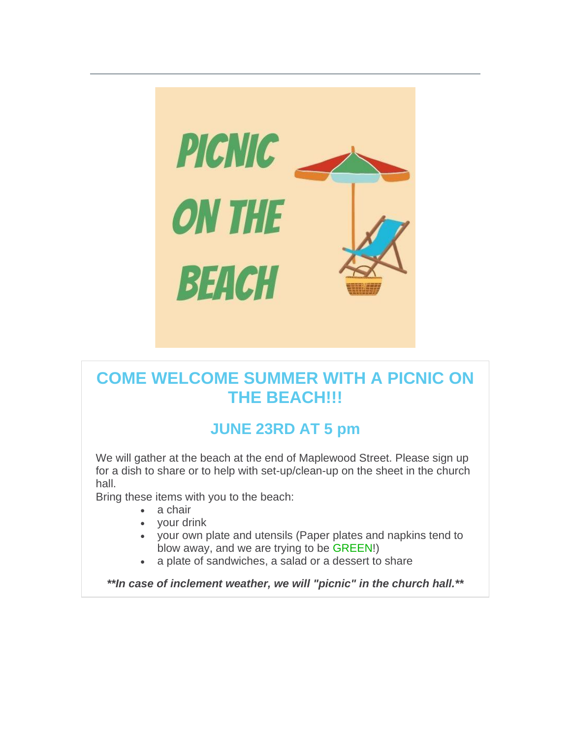PICNIC ON THE BEACH

## COME WELCOME SUMMER WITH A PICNIC ON THE BEACH!!!

### JUNE 23RD AT 5 pm

We will gather at the beach at the end of Maplewood Street. Please sign up for a dish to share or to help with set-up/clean-up on the sheet in the church hall.

Bring these items with you to the beach:

- a chair
- your drink
- your own plate and utensils (Paper plates and napkins tend to blow away, and we are trying to be GREEN!)
- a plate of sandwiches, a salad or a dessert to share

***In case of inclement weather, we will "picnic" in the church hall.***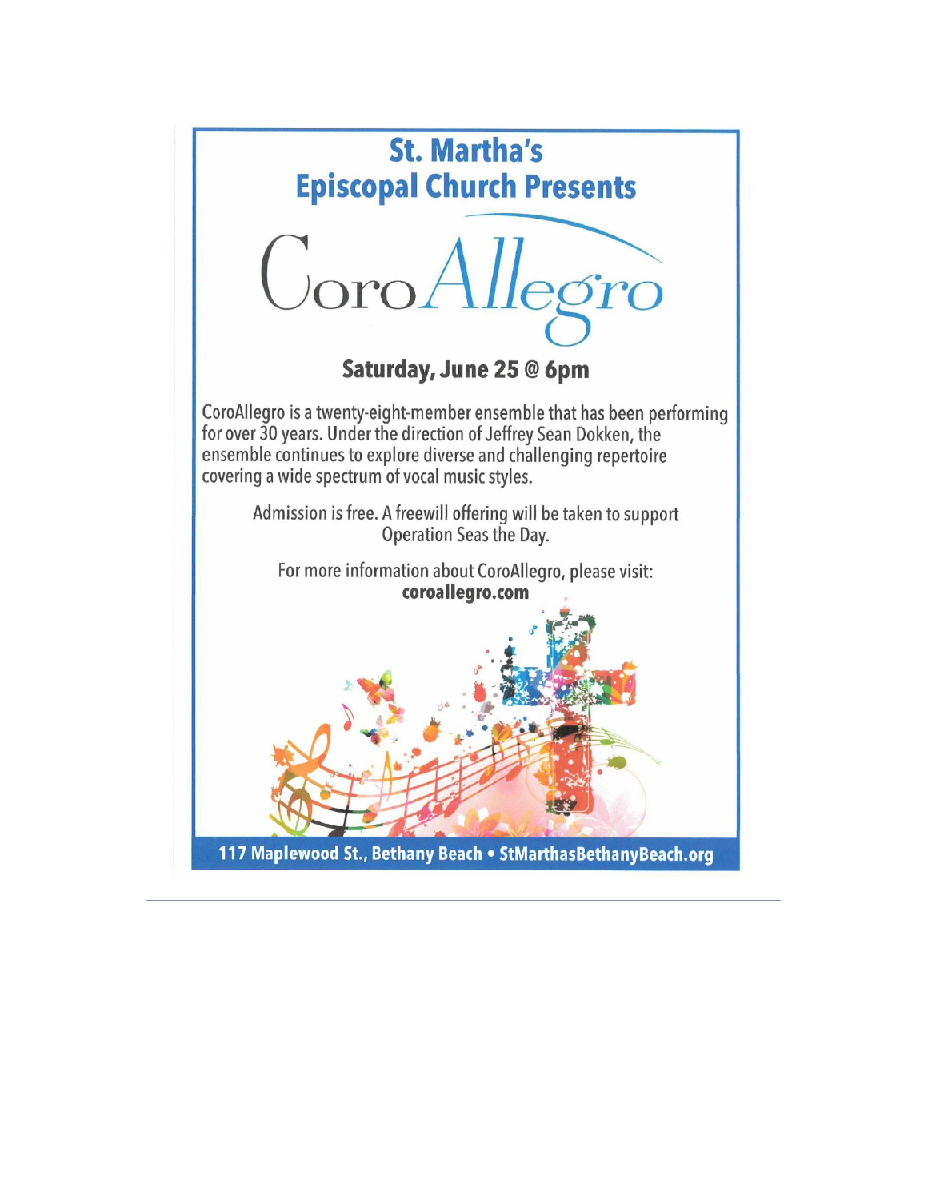# St. Martha's Episcopal Church Presents

# CoroAllegro

## Saturday, June 25 @ 6pm

CoroAllegro is a twenty-eight-member ensemble that has been performing for over 30 years. Under the direction of Jeffrey Sean Dokken, the ensemble continues to explore diverse and challenging repertoire covering a wide spectrum of vocal music styles.

Admission is free. A freewill offering will be taken to support Operation Seas the Day.

For more information about CoroAllegro, please visit:
**coroallegro.com**

**117 Maplewood St., Bethany Beach • StMarthasBethanyBeach.org**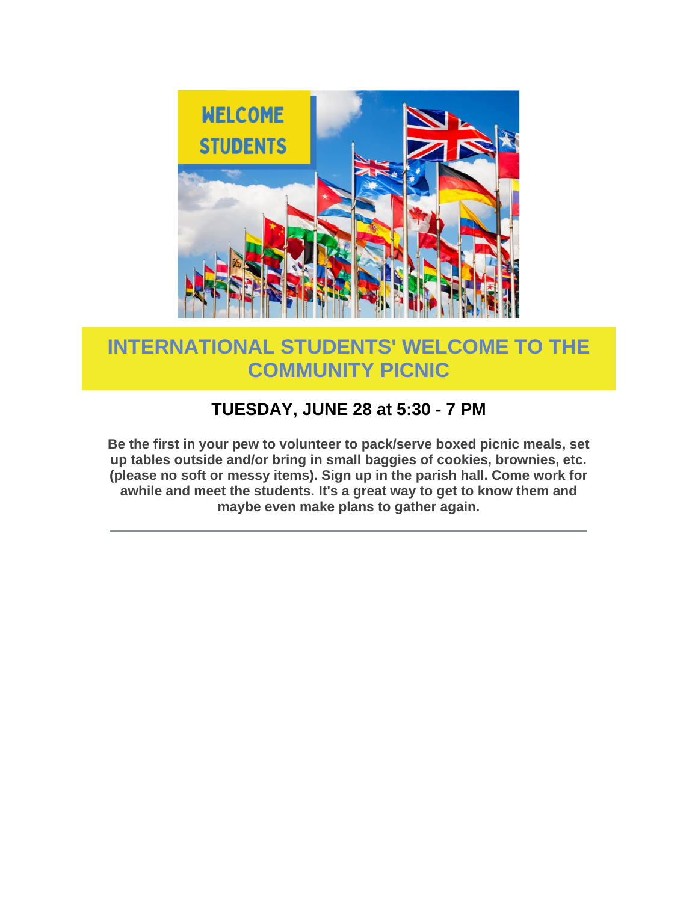## INTERNATIONAL STUDENTS' WELCOME TO THE COMMUNITY PICNIC

### TUESDAY, JUNE 28 at 5:30 - 7 PM

**Be the first in your pew to volunteer to pack/serve boxed picnic meals, set up tables outside and/or bring in small baggies of cookies, brownies, etc. (please no soft or messy items). Sign up in the parish hall. Come work for awhile and meet the students. It's a great way to get to know them and maybe even make plans to gather again.**

---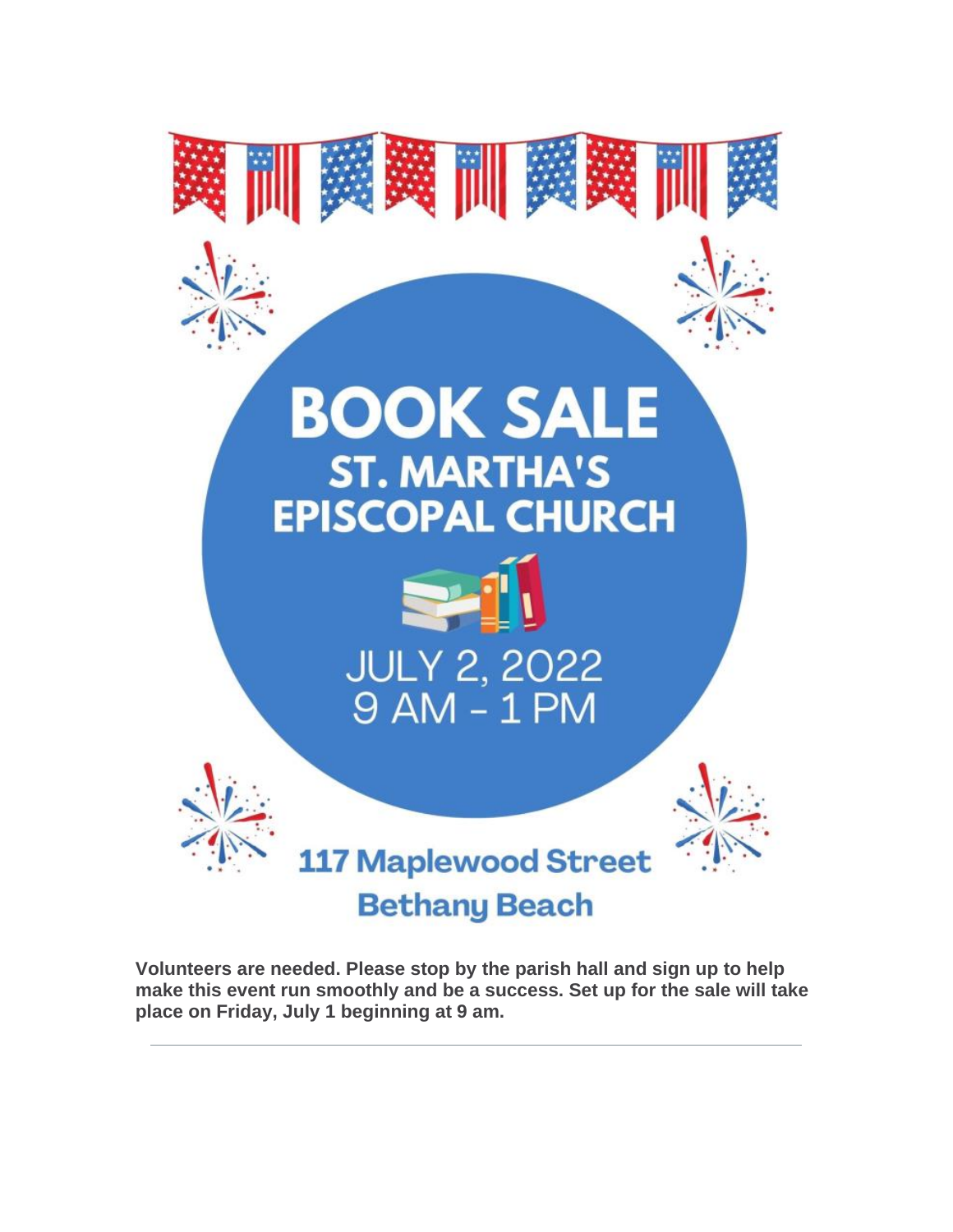# BOOK SALE

## ST. MARTHA'S EPISCOPAL CHURCH

JULY 2, 2022
9 AM - 1 PM

**117 Maplewood Street**
**Bethany Beach**

**Volunteers are needed. Please stop by the parish hall and sign up to help make this event run smoothly and be a success. Set up for the sale will take place on Friday, July 1 beginning at 9 am.**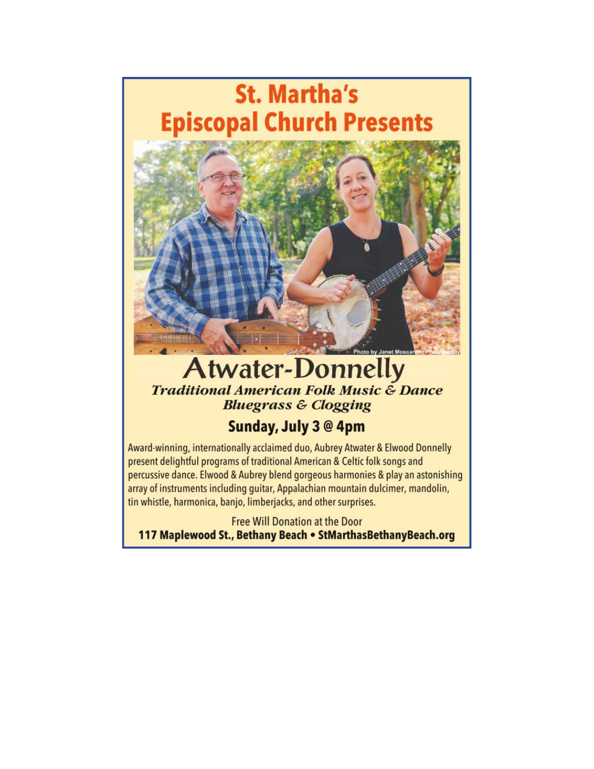# St. Martha's Episcopal Church Presents

Photo by Janet Moscarello Photography

## Atwater-Donnelly

***Traditional American Folk Music & Dance***
***Bluegrass & Clogging***

### Sunday, July 3 @ 4pm

Award-winning, internationally acclaimed duo, Aubrey Atwater & Elwood Donnelly present delightful programs of traditional American & Celtic folk songs and percussive dance. Elwood & Aubrey blend gorgeous harmonies & play an astonishing array of instruments including guitar, Appalachian mountain dulcimer, mandolin, tin whistle, harmonica, banjo, limberjacks, and other surprises.

Free Will Donation at the Door

**117 Maplewood St., Bethany Beach • StMarthasBethanyBeach.org**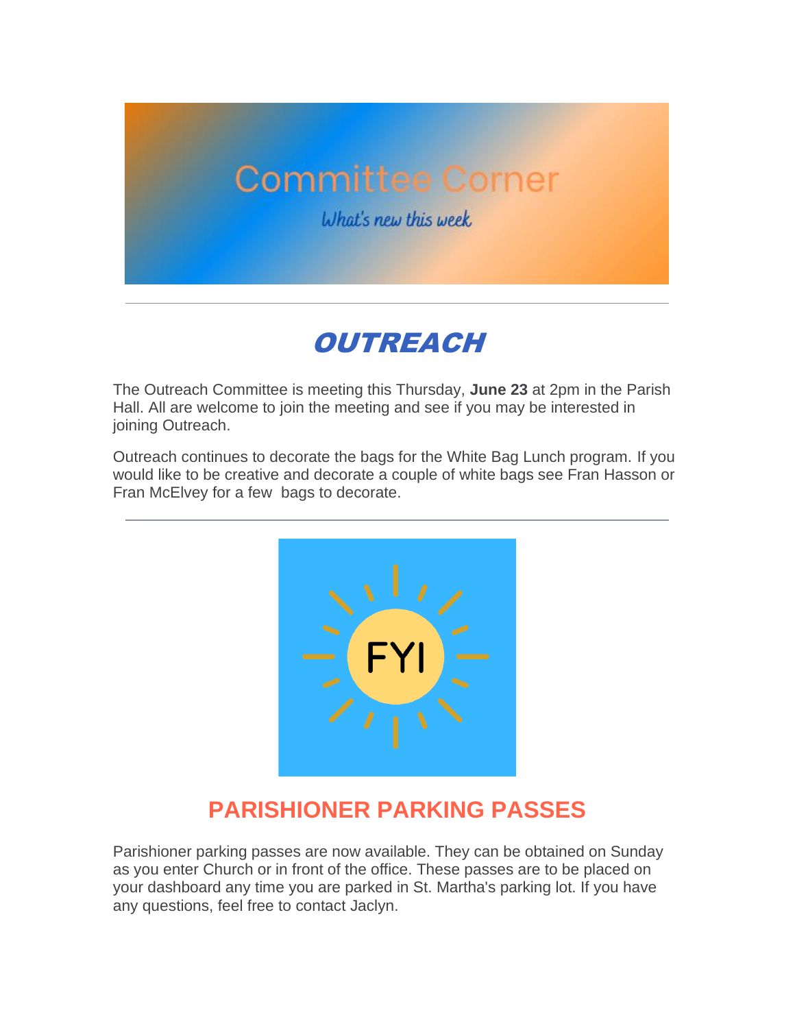# Committee Corner

*What's new this week*

---

## *OUTREACH*

The Outreach Committee is meeting this Thursday, **June 23** at 2pm in the Parish Hall. All are welcome to join the meeting and see if you may be interested in joining Outreach.

Outreach continues to decorate the bags for the White Bag Lunch program. If you would like to be creative and decorate a couple of white bags see Fran Hasson or Fran McElvey for a few bags to decorate.

---

FYI

## PARISHIONER PARKING PASSES

Parishioner parking passes are now available. They can be obtained on Sunday as you enter Church or in front of the office. These passes are to be placed on your dashboard any time you are parked in St. Martha's parking lot. If you have any questions, feel free to contact Jaclyn.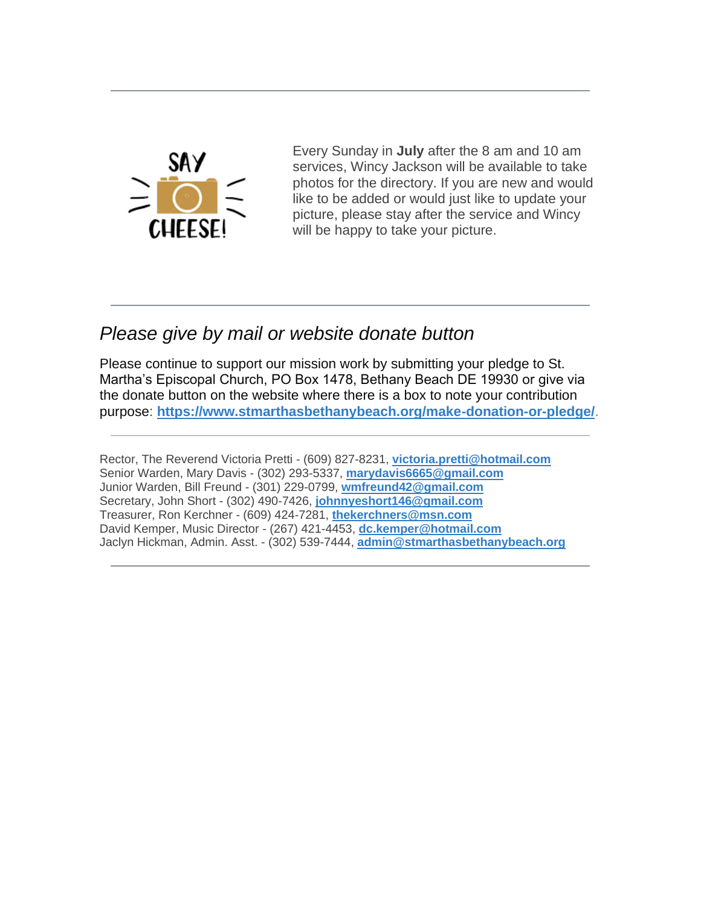---

SAY CHEESE!

Every Sunday in **July** after the 8 am and 10 am services, Wincy Jackson will be available to take photos for the directory. If you are new and would like to be added or would just like to update your picture, please stay after the service and Wincy will be happy to take your picture.

---

## *Please give by mail or website donate button*

Please continue to support our mission work by submitting your pledge to St. Martha's Episcopal Church, PO Box 1478, Bethany Beach DE 19930 or give via the donate button on the website where there is a box to note your contribution purpose: **https://www.stmarthasbethanybeach.org/make-donation-or-pledge/**.

---

Rector, The Reverend Victoria Pretti - (609) 827-8231, **victoria.pretti@hotmail.com**
Senior Warden, Mary Davis - (302) 293-5337, **marydavis6665@gmail.com**
Junior Warden, Bill Freund - (301) 229-0799, **wmfreund42@gmail.com**
Secretary, John Short - (302) 490-7426, **johnnyeshort146@gmail.com**
Treasurer, Ron Kerchner - (609) 424-7281, **thekerchners@msn.com**
David Kemper, Music Director - (267) 421-4453, **dc.kemper@hotmail.com**
Jaclyn Hickman, Admin. Asst. - (302) 539-7444, **admin@stmarthasbethanybeach.org**

---